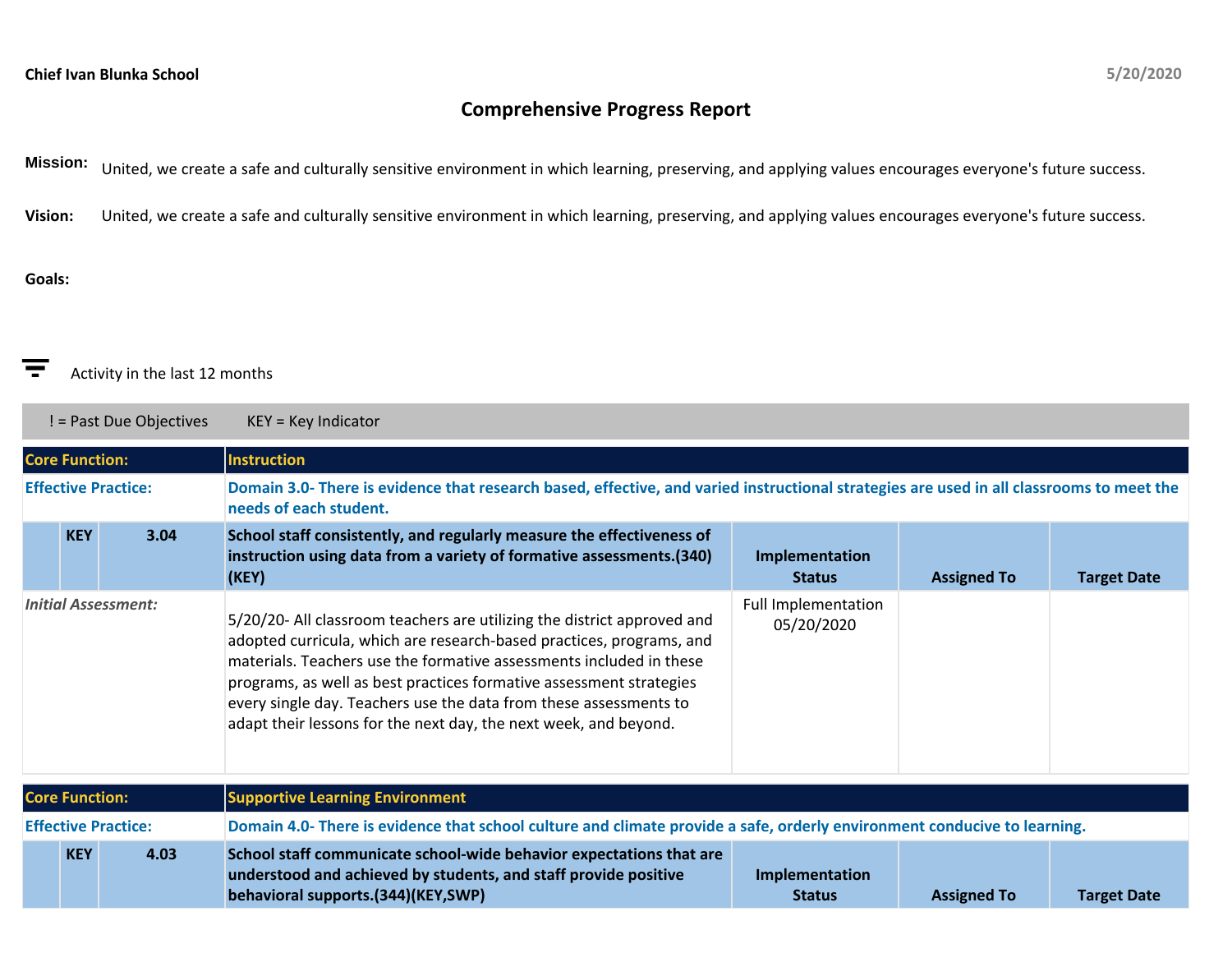**Chief Ivan Blunka School** 5/20/2020

# Comprehensive Progress Report

**Mission:** United, we create a safe and culturally sensitive environment in which learning, preserving, and applying values encourages everyone's future success.

**Vision:** United, we create a safe and culturally sensitive environment in which learning, preserving, and applying values encourages everyone's future success.

**Goals:**

Activity in the last 12 months

! = Past Due Objectives KEY = Key Indicator

| Core Function: | | | Instruction | | | |
|---|---|---|---|---|---|---|
| **Effective Practice:** | | | **Domain 3.0- There is evidence that research based, effective, and varied instructional strategies are used in all classrooms to meet the needs of each student.** | | | |
| | **KEY** | **3.04** | **School staff consistently, and regularly measure the effectiveness of instruction using data from a variety of formative assessments.(340)(KEY)** | **Implementation Status** | **Assigned To** | **Target Date** |
| *Initial Assessment:* | | | 5/20/20- All classroom teachers are utilizing the district approved and adopted curricula, which are research-based practices, programs, and materials. Teachers use the formative assessments included in these programs, as well as best practices formative assessment strategies every single day. Teachers use the data from these assessments to adapt their lessons for the next day, the next week, and beyond. | Full Implementation 05/20/2020 | | |

| Core Function: | | | Supportive Learning Environment | | | |
|---|---|---|---|---|---|---|
| **Effective Practice:** | | | **Domain 4.0- There is evidence that school culture and climate provide a safe, orderly environment conducive to learning.** | | | |
| | **KEY** | **4.03** | **School staff communicate school-wide behavior expectations that are understood and achieved by students, and staff provide positive behavioral supports.(344)(KEY,SWP)** | **Implementation Status** | **Assigned To** | **Target Date** |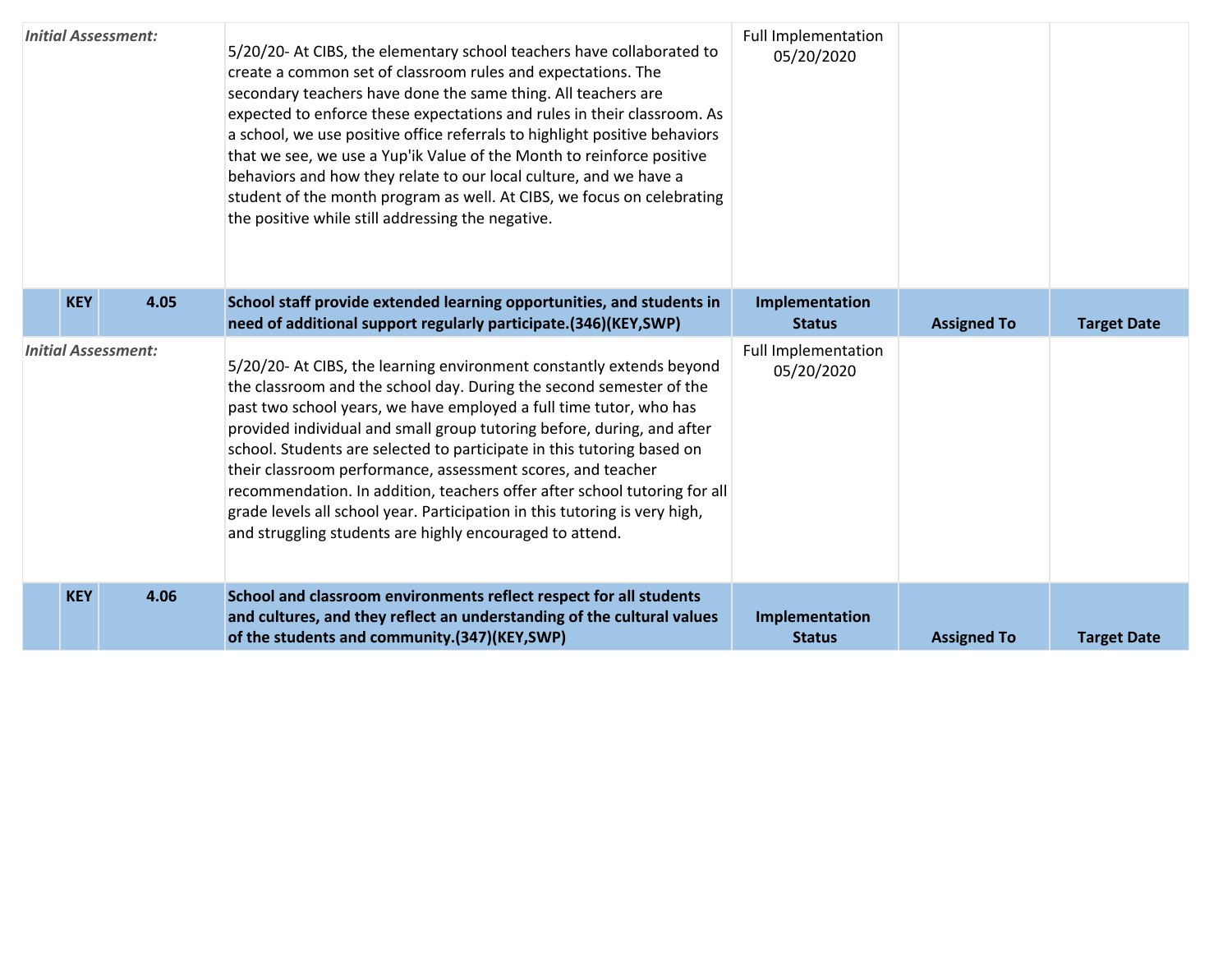| | | | | | | |
|---|---|---|---|---|---|---|
| *Initial Assessment:* | | | 5/20/20- At CIBS, the elementary school teachers have collaborated to create a common set of classroom rules and expectations. The secondary teachers have done the same thing. All teachers are expected to enforce these expectations and rules in their classroom. As a school, we use positive office referrals to highlight positive behaviors that we see, we use a Yup'ik Value of the Month to reinforce positive behaviors and how they relate to our local culture, and we have a student of the month program as well. At CIBS, we focus on celebrating the positive while still addressing the negative. | Full Implementation 05/20/2020 | | |
| | **KEY** | **4.05** | **School staff provide extended learning opportunities, and students in need of additional support regularly participate.(346)(KEY,SWP)** | **Implementation Status** | **Assigned To** | **Target Date** |
| *Initial Assessment:* | | | 5/20/20- At CIBS, the learning environment constantly extends beyond the classroom and the school day. During the second semester of the past two school years, we have employed a full time tutor, who has provided individual and small group tutoring before, during, and after school. Students are selected to participate in this tutoring based on their classroom performance, assessment scores, and teacher recommendation. In addition, teachers offer after school tutoring for all grade levels all school year. Participation in this tutoring is very high, and struggling students are highly encouraged to attend. | Full Implementation 05/20/2020 | | |
| | **KEY** | **4.06** | **School and classroom environments reflect respect for all students and cultures, and they reflect an understanding of the cultural values of the students and community.(347)(KEY,SWP)** | **Implementation Status** | **Assigned To** | **Target Date** |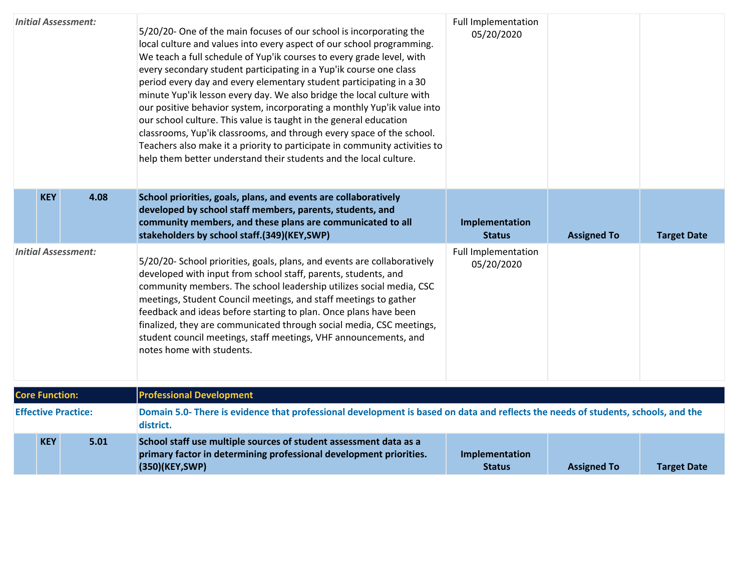| | | | | | | |
|---|---|---|---|---|---|---|
| *Initial Assessment:* | | | 5/20/20- One of the main focuses of our school is incorporating the local culture and values into every aspect of our school programming. We teach a full schedule of Yup'ik courses to every grade level, with every secondary student participating in a Yup'ik course one class period every day and every elementary student participating in a 30 minute Yup'ik lesson every day. We also bridge the local culture with our positive behavior system, incorporating a monthly Yup'ik value into our school culture. This value is taught in the general education classrooms, Yup'ik classrooms, and through every space of the school. Teachers also make it a priority to participate in community activities to help them better understand their students and the local culture. | Full Implementation 05/20/2020 | | |
| | **KEY** | **4.08** | **School priorities, goals, plans, and events are collaboratively developed by school staff members, parents, students, and community members, and these plans are communicated to all stakeholders by school staff.(349)(KEY,SWP)** | **Implementation Status** | **Assigned To** | **Target Date** |
| *Initial Assessment:* | | | 5/20/20- School priorities, goals, plans, and events are collaboratively developed with input from school staff, parents, students, and community members. The school leadership utilizes social media, CSC meetings, Student Council meetings, and staff meetings to gather feedback and ideas before starting to plan. Once plans have been finalized, they are communicated through social media, CSC meetings, student council meetings, staff meetings, VHF announcements, and notes home with students. | Full Implementation 05/20/2020 | | |

| | | | | | | |
|---|---|---|---|---|---|---|
| **Core Function:** | | | **Professional Development** | | | |
| **Effective Practice:** | | | **Domain 5.0- There is evidence that professional development is based on data and reflects the needs of students, schools, and the district.** | | | |
| | **KEY** | **5.01** | **School staff use multiple sources of student assessment data as a primary factor in determining professional development priorities.(350)(KEY,SWP)** | **Implementation Status** | **Assigned To** | **Target Date** |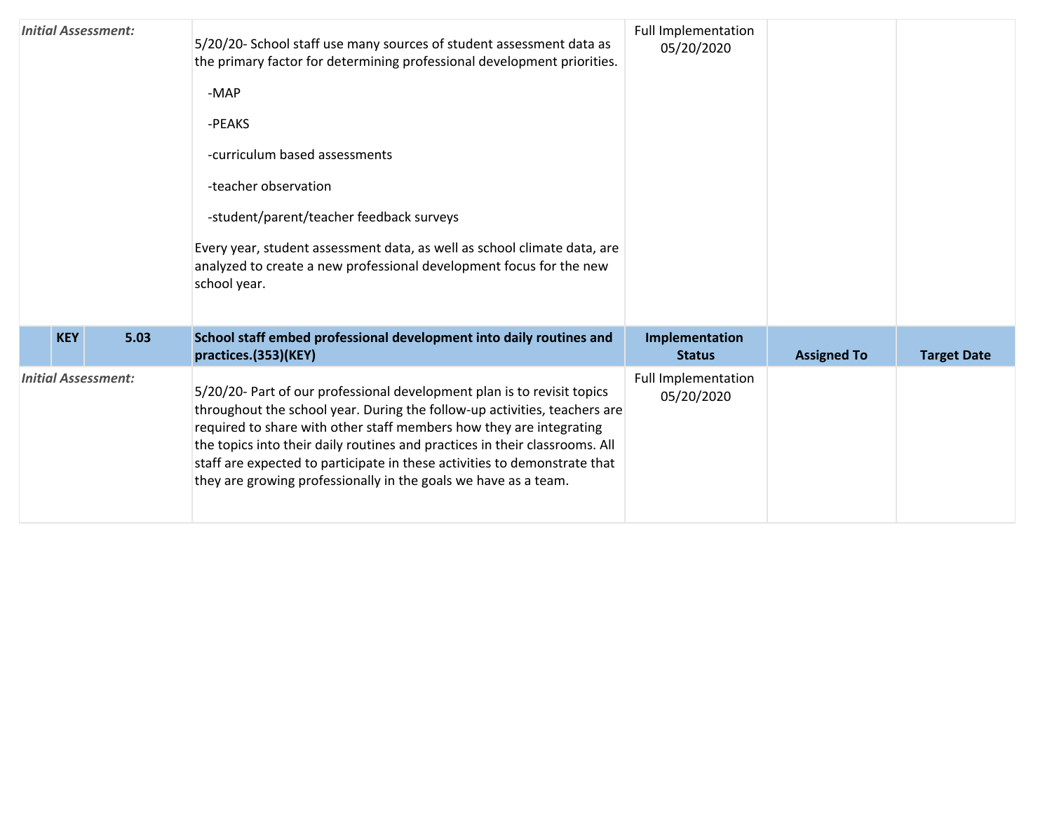| | | | | | |
|---|---|---|---|---|---|
| *Initial Assessment:* | | 5/20/20- School staff use many sources of student assessment data as the primary factor for determining professional development priorities.<br><br>-MAP<br><br>-PEAKS<br><br>-curriculum based assessments<br><br>-teacher observation<br><br>-student/parent/teacher feedback surveys<br><br>Every year, student assessment data, as well as school climate data, are analyzed to create a new professional development focus for the new school year. | Full Implementation 05/20/2020 | | |
| **KEY** | **5.03** | **School staff embed professional development into daily routines and practices.(353)(KEY)** | **Implementation Status** | **Assigned To** | **Target Date** |
| *Initial Assessment:* | | 5/20/20- Part of our professional development plan is to revisit topics throughout the school year. During the follow-up activities, teachers are required to share with other staff members how they are integrating the topics into their daily routines and practices in their classrooms. All staff are expected to participate in these activities to demonstrate that they are growing professionally in the goals we have as a team. | Full Implementation 05/20/2020 | | |